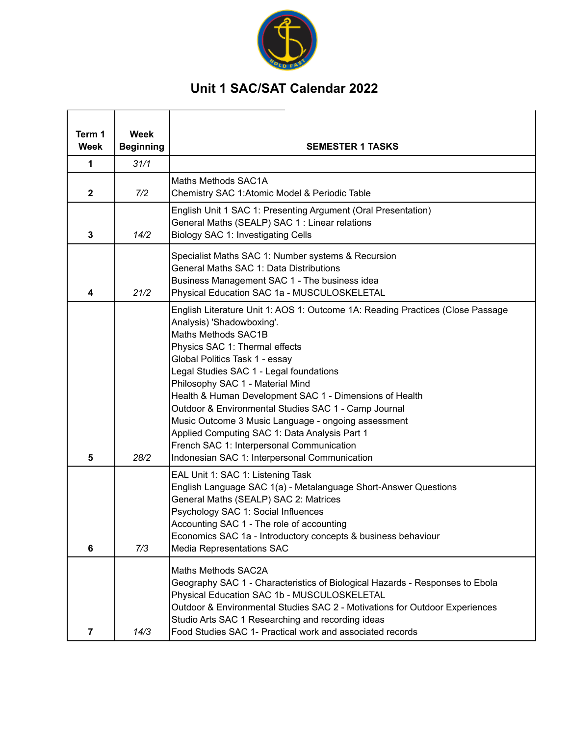# Unit 1 SAC/SAT Calendar 2022

| Term 1 Week | Week Beginning | SEMESTER 1 TASKS |
|---|---|---|
| 1 | *31/1* | |
| 2 | *7/2* | Maths Methods SAC1A<br>Chemistry SAC 1:Atomic Model & Periodic Table |
| 3 | *14/2* | English Unit 1 SAC 1: Presenting Argument (Oral Presentation)<br>General Maths (SEALP) SAC 1 : Linear relations<br>Biology SAC 1: Investigating Cells |
| 4 | *21/2* | Specialist Maths SAC 1: Number systems & Recursion<br>General Maths SAC 1: Data Distributions<br>Business Management SAC 1 - The business idea<br>Physical Education SAC 1a - MUSCULOSKELETAL |
| 5 | *28/2* | English Literature Unit 1: AOS 1: Outcome 1A: Reading Practices (Close Passage Analysis) 'Shadowboxing'.<br>Maths Methods SAC1B<br>Physics SAC 1: Thermal effects<br>Global Politics Task 1 - essay<br>Legal Studies SAC 1 - Legal foundations<br>Philosophy SAC 1 - Material Mind<br>Health & Human Development SAC 1 - Dimensions of Health<br>Outdoor & Environmental Studies SAC 1 - Camp Journal<br>Music Outcome 3 Music Language - ongoing assessment<br>Applied Computing SAC 1: Data Analysis Part 1<br>French SAC 1: Interpersonal Communication<br>Indonesian SAC 1: Interpersonal Communication |
| 6 | *7/3* | EAL Unit 1: SAC 1: Listening Task<br>English Language SAC 1(a) - Metalanguage Short-Answer Questions<br>General Maths (SEALP) SAC 2: Matrices<br>Psychology SAC 1: Social Influences<br>Accounting SAC 1 - The role of accounting<br>Economics SAC 1a - Introductory concepts & business behaviour<br>Media Representations SAC |
| 7 | *14/3* | Maths Methods SAC2A<br>Geography SAC 1 - Characteristics of Biological Hazards - Responses to Ebola<br>Physical Education SAC 1b - MUSCULOSKELETAL<br>Outdoor & Environmental Studies SAC 2 - Motivations for Outdoor Experiences<br>Studio Arts SAC 1 Researching and recording ideas<br>Food Studies SAC 1- Practical work and associated records |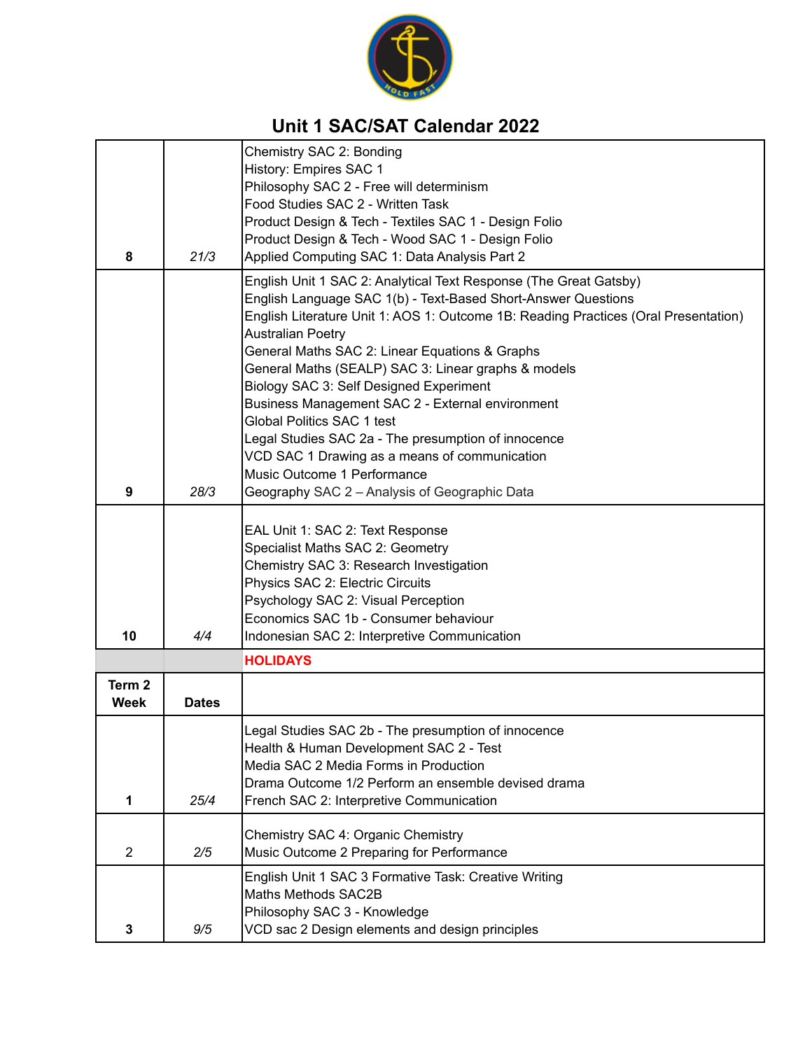# Unit 1 SAC/SAT Calendar 2022

| | | |
|---|---|---|
| 8 | 21/3 | Chemistry SAC 2: Bonding<br>History: Empires SAC 1<br>Philosophy SAC 2 - Free will determinism<br>Food Studies SAC 2 - Written Task<br>Product Design & Tech - Textiles SAC 1 - Design Folio<br>Product Design & Tech - Wood SAC 1 - Design Folio<br>Applied Computing SAC 1: Data Analysis Part 2 |
| 9 | 28/3 | English Unit 1 SAC 2: Analytical Text Response (The Great Gatsby)<br>English Language SAC 1(b) - Text-Based Short-Answer Questions<br>English Literature Unit 1: AOS 1: Outcome 1B: Reading Practices (Oral Presentation) Australian Poetry<br>General Maths SAC 2: Linear Equations & Graphs<br>General Maths (SEALP) SAC 3: Linear graphs & models<br>Biology SAC 3: Self Designed Experiment<br>Business Management SAC 2 - External environment<br>Global Politics SAC 1 test<br>Legal Studies SAC 2a - The presumption of innocence<br>VCD SAC 1 Drawing as a means of communication<br>Music Outcome 1 Performance<br>Geography SAC 2 – Analysis of Geographic Data |
| 10 | 4/4 | EAL Unit 1: SAC 2: Text Response<br>Specialist Maths SAC 2: Geometry<br>Chemistry SAC 3: Research Investigation<br>Physics SAC 2: Electric Circuits<br>Psychology SAC 2: Visual Perception<br>Economics SAC 1b - Consumer behaviour<br>Indonesian SAC 2: Interpretive Communication |
| | | **HOLIDAYS** |
| **Term 2 Week** | **Dates** | |
| 1 | 25/4 | Legal Studies SAC 2b - The presumption of innocence<br>Health & Human Development SAC 2 - Test<br>Media SAC 2 Media Forms in Production<br>Drama Outcome 1/2 Perform an ensemble devised drama<br>French SAC 2: Interpretive Communication |
| 2 | 2/5 | Chemistry SAC 4: Organic Chemistry<br>Music Outcome 2 Preparing for Performance |
| 3 | 9/5 | English Unit 1 SAC 3 Formative Task: Creative Writing<br>Maths Methods SAC2B<br>Philosophy SAC 3 - Knowledge<br>VCD sac 2 Design elements and design principles |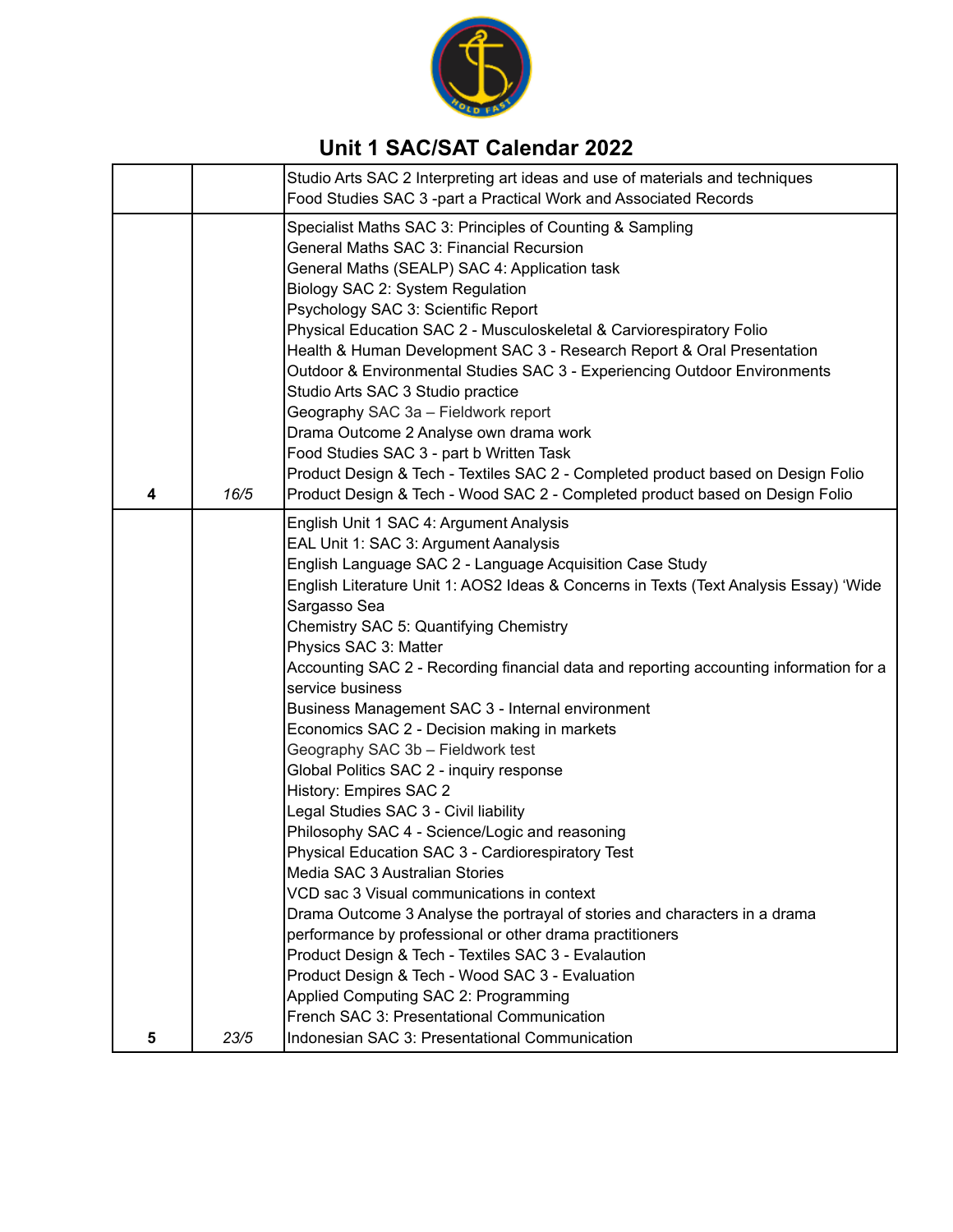# Unit 1 SAC/SAT Calendar 2022

| | | |
|---|---|---|
| | | Studio Arts SAC 2 Interpreting art ideas and use of materials and techniques<br>Food Studies SAC 3 -part a Practical Work and Associated Records |
| 4 | 16/5 | Specialist Maths SAC 3: Principles of Counting & Sampling<br>General Maths SAC 3: Financial Recursion<br>General Maths (SEALP) SAC 4: Application task<br>Biology SAC 2: System Regulation<br>Psychology SAC 3: Scientific Report<br>Physical Education SAC 2 - Musculoskeletal & Carviorespiratory Folio<br>Health & Human Development SAC 3 - Research Report & Oral Presentation<br>Outdoor & Environmental Studies SAC 3 - Experiencing Outdoor Environments<br>Studio Arts SAC 3 Studio practice<br>Geography SAC 3a – Fieldwork report<br>Drama Outcome 2 Analyse own drama work<br>Food Studies SAC 3 - part b Written Task<br>Product Design & Tech - Textiles SAC 2 - Completed product based on Design Folio<br>Product Design & Tech - Wood SAC 2 - Completed product based on Design Folio |
| 5 | 23/5 | English Unit 1 SAC 4: Argument Analysis<br>EAL Unit 1: SAC 3: Argument Aanalysis<br>English Language SAC 2 - Language Acquisition Case Study<br>English Literature Unit 1: AOS2 Ideas & Concerns in Texts (Text Analysis Essay) 'Wide Sargasso Sea<br>Chemistry SAC 5: Quantifying Chemistry<br>Physics SAC 3: Matter<br>Accounting SAC 2 - Recording financial data and reporting accounting information for a service business<br>Business Management SAC 3 - Internal environment<br>Economics SAC 2 - Decision making in markets<br>Geography SAC 3b – Fieldwork test<br>Global Politics SAC 2 - inquiry response<br>History: Empires SAC 2<br>Legal Studies SAC 3 - Civil liability<br>Philosophy SAC 4 - Science/Logic and reasoning<br>Physical Education SAC 3 - Cardiorespiratory Test<br>Media SAC 3 Australian Stories<br>VCD sac 3 Visual communications in context<br>Drama Outcome 3 Analyse the portrayal of stories and characters in a drama performance by professional or other drama practitioners<br>Product Design & Tech - Textiles SAC 3 - Evalaution<br>Product Design & Tech - Wood SAC 3 - Evaluation<br>Applied Computing SAC 2: Programming<br>French SAC 3: Presentational Communication<br>Indonesian SAC 3: Presentational Communication |